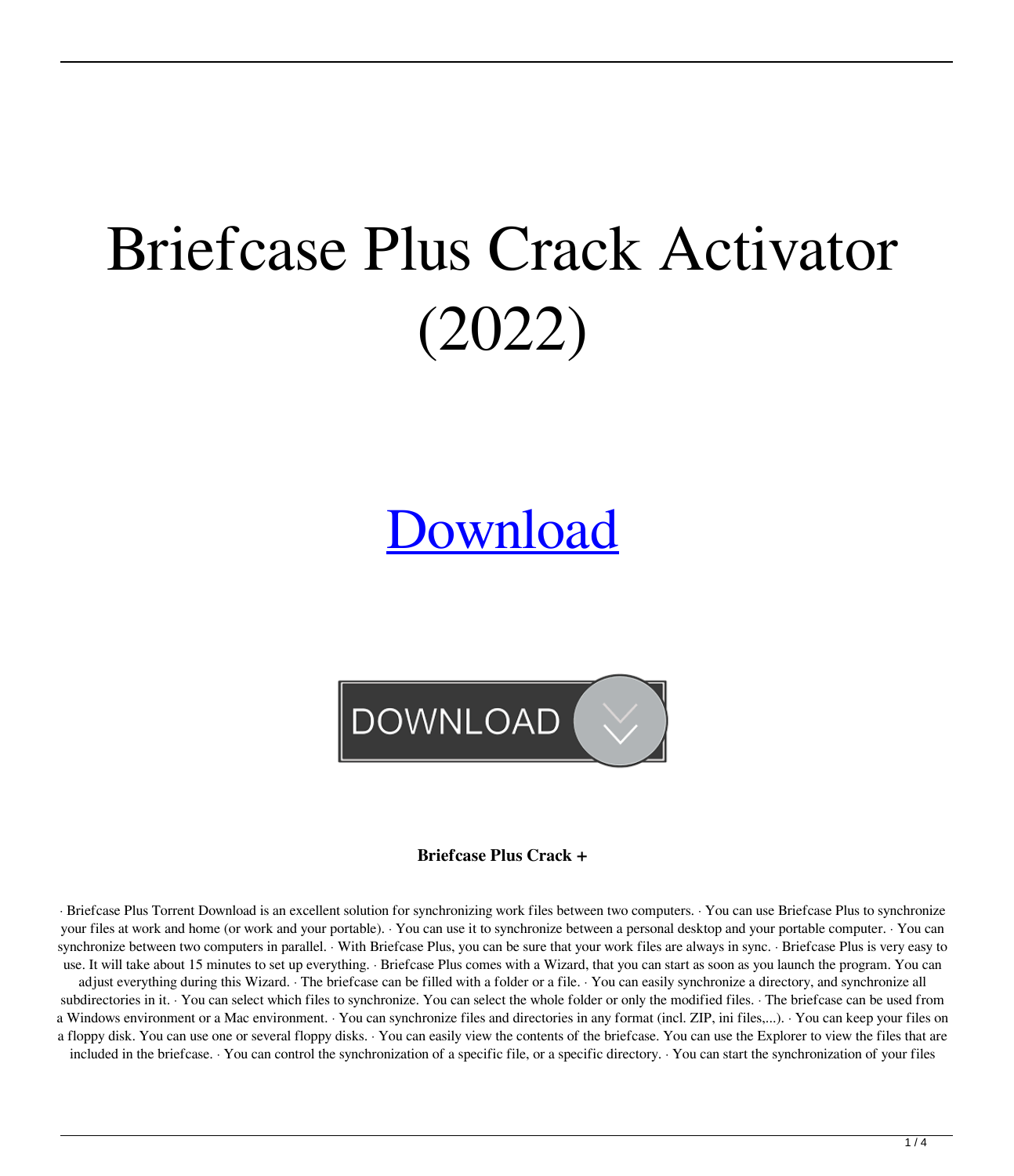# Briefcase Plus Crack Activator (2022)

Download

DOWNLOAD

**Briefcase Plus Crack +**

· Briefcase Plus Torrent Download is an excellent solution for synchronizing work files between two computers. · You can use Briefcase Plus to synchronize your files at work and home (or work and your portable). · You can use it to synchronize between a personal desktop and your portable computer. · You can synchronize between two computers in parallel. · With Briefcase Plus, you can be sure that your work files are always in sync. · Briefcase Plus is very easy to use. It will take about 15 minutes to set up everything. · Briefcase Plus comes with a Wizard, that you can start as soon as you launch the program. You can adjust everything during this Wizard. · The briefcase can be filled with a folder or a file. · You can easily synchronize a directory, and synchronize all subdirectories in it. · You can select which files to synchronize. You can select the whole folder or only the modified files. · The briefcase can be used from a Windows environment or a Mac environment. · You can synchronize files and directories in any format (incl. ZIP, ini files,...). · You can keep your files on a floppy disk. You can use one or several floppy disks. · You can easily view the contents of the briefcase. You can use the Explorer to view the files that are included in the briefcase. · You can control the synchronization of a specific file, or a specific directory. · You can start the synchronization of your files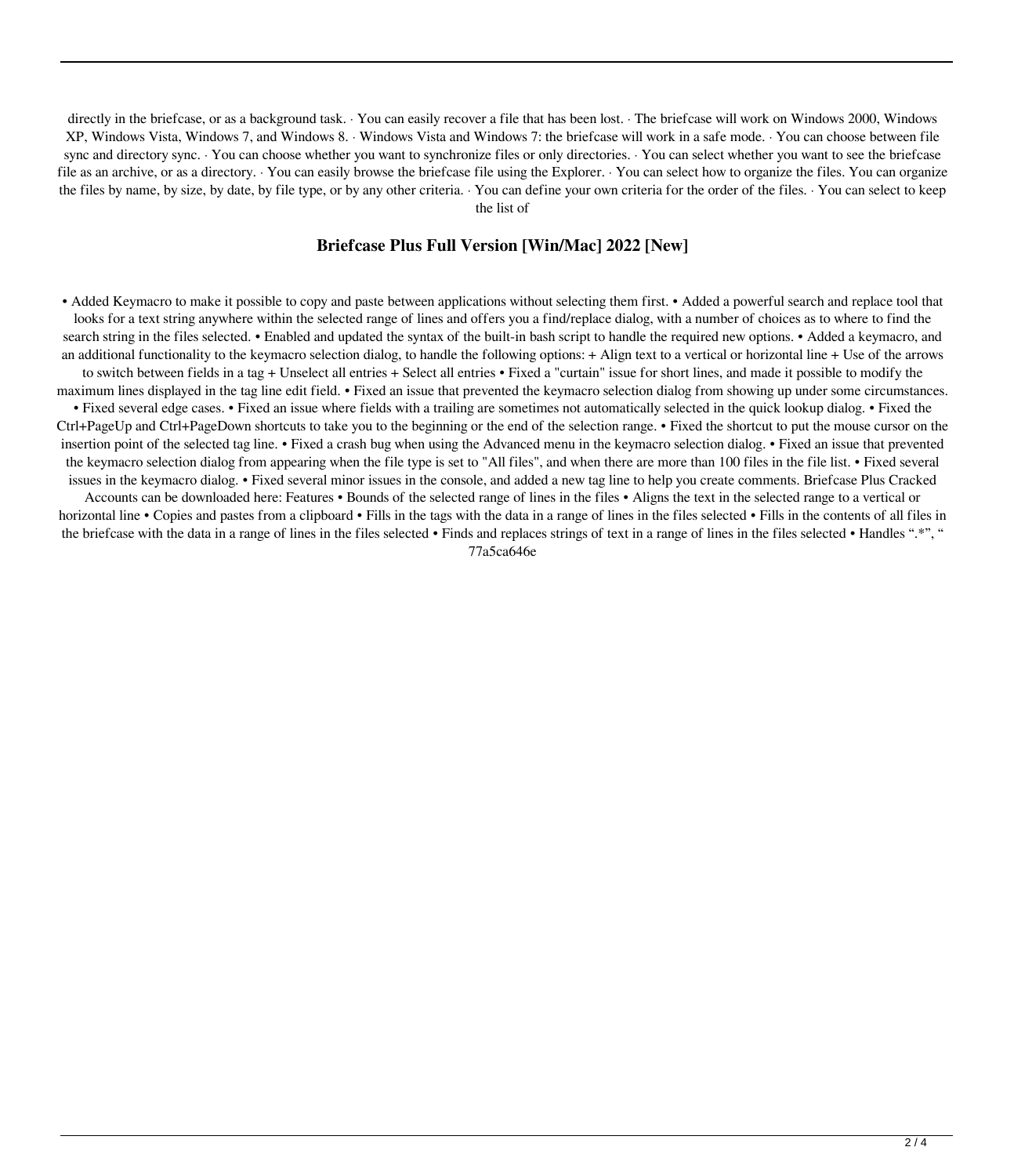directly in the briefcase, or as a background task. · You can easily recover a file that has been lost. · The briefcase will work on Windows 2000, Windows XP, Windows Vista, Windows 7, and Windows 8. · Windows Vista and Windows 7: the briefcase will work in a safe mode. · You can choose between file sync and directory sync. · You can choose whether you want to synchronize files or only directories. · You can select whether you want to see the briefcase file as an archive, or as a directory. · You can easily browse the briefcase file using the Explorer. · You can select how to organize the files. You can organize the files by name, by size, by date, by file type, or by any other criteria. · You can define your own criteria for the order of the files. · You can select to keep the list of

## Briefcase Plus Full Version [Win/Mac] 2022 [New]

• Added Keymacro to make it possible to copy and paste between applications without selecting them first. • Added a powerful search and replace tool that looks for a text string anywhere within the selected range of lines and offers you a find/replace dialog, with a number of choices as to where to find the search string in the files selected. • Enabled and updated the syntax of the built-in bash script to handle the required new options. • Added a keymacro, and an additional functionality to the keymacro selection dialog, to handle the following options: + Align text to a vertical or horizontal line + Use of the arrows to switch between fields in a tag + Unselect all entries + Select all entries • Fixed a "curtain" issue for short lines, and made it possible to modify the maximum lines displayed in the tag line edit field. • Fixed an issue that prevented the keymacro selection dialog from showing up under some circumstances. • Fixed several edge cases. • Fixed an issue where fields with a trailing are sometimes not automatically selected in the quick lookup dialog. • Fixed the Ctrl+PageUp and Ctrl+PageDown shortcuts to take you to the beginning or the end of the selection range. • Fixed the shortcut to put the mouse cursor on the insertion point of the selected tag line. • Fixed a crash bug when using the Advanced menu in the keymacro selection dialog. • Fixed an issue that prevented the keymacro selection dialog from appearing when the file type is set to "All files", and when there are more than 100 files in the file list. • Fixed several issues in the keymacro dialog. • Fixed several minor issues in the console, and added a new tag line to help you create comments. Briefcase Plus Cracked Accounts can be downloaded here: Features • Bounds of the selected range of lines in the files • Aligns the text in the selected range to a vertical or horizontal line • Copies and pastes from a clipboard • Fills in the tags with the data in a range of lines in the files selected • Fills in the contents of all files in the briefcase with the data in a range of lines in the files selected • Finds and replaces strings of text in a range of lines in the files selected • Handles ".*", "
77a5ca646e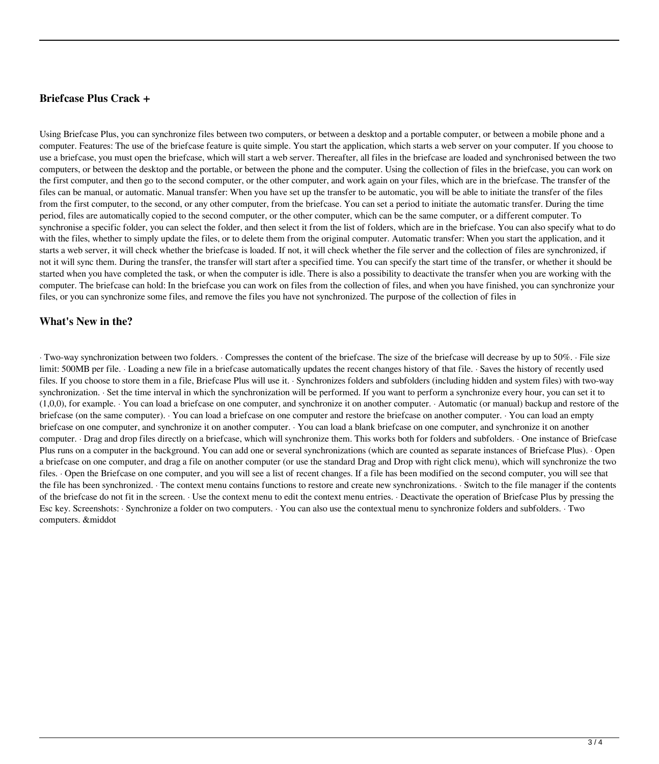### Briefcase Plus Crack +

Using Briefcase Plus, you can synchronize files between two computers, or between a desktop and a portable computer, or between a mobile phone and a computer. Features: The use of the briefcase feature is quite simple. You start the application, which starts a web server on your computer. If you choose to use a briefcase, you must open the briefcase, which will start a web server. Thereafter, all files in the briefcase are loaded and synchronised between the two computers, or between the desktop and the portable, or between the phone and the computer. Using the collection of files in the briefcase, you can work on the first computer, and then go to the second computer, or the other computer, and work again on your files, which are in the briefcase. The transfer of the files can be manual, or automatic. Manual transfer: When you have set up the transfer to be automatic, you will be able to initiate the transfer of the files from the first computer, to the second, or any other computer, from the briefcase. You can set a period to initiate the automatic transfer. During the time period, files are automatically copied to the second computer, or the other computer, which can be the same computer, or a different computer. To synchronise a specific folder, you can select the folder, and then select it from the list of folders, which are in the briefcase. You can also specify what to do with the files, whether to simply update the files, or to delete them from the original computer. Automatic transfer: When you start the application, and it starts a web server, it will check whether the briefcase is loaded. If not, it will check whether the file server and the collection of files are synchronized, if not it will sync them. During the transfer, the transfer will start after a specified time. You can specify the start time of the transfer, or whether it should be started when you have completed the task, or when the computer is idle. There is also a possibility to deactivate the transfer when you are working with the computer. The briefcase can hold: In the briefcase you can work on files from the collection of files, and when you have finished, you can synchronize your files, or you can synchronize some files, and remove the files you have not synchronized. The purpose of the collection of files in

### What's New in the?

· Two-way synchronization between two folders. · Compresses the content of the briefcase. The size of the briefcase will decrease by up to 50%. · File size limit: 500MB per file. · Loading a new file in a briefcase automatically updates the recent changes history of that file. · Saves the history of recently used files. If you choose to store them in a file, Briefcase Plus will use it. · Synchronizes folders and subfolders (including hidden and system files) with two-way synchronization. · Set the time interval in which the synchronization will be performed. If you want to perform a synchronize every hour, you can set it to (1,0,0), for example. · You can load a briefcase on one computer, and synchronize it on another computer. · Automatic (or manual) backup and restore of the briefcase (on the same computer). · You can load a briefcase on one computer and restore the briefcase on another computer. · You can load an empty briefcase on one computer, and synchronize it on another computer. · You can load a blank briefcase on one computer, and synchronize it on another computer. · Drag and drop files directly on a briefcase, which will synchronize them. This works both for folders and subfolders. · One instance of Briefcase Plus runs on a computer in the background. You can add one or several synchronizations (which are counted as separate instances of Briefcase Plus). · Open a briefcase on one computer, and drag a file on another computer (or use the standard Drag and Drop with right click menu), which will synchronize the two files. · Open the Briefcase on one computer, and you will see a list of recent changes. If a file has been modified on the second computer, you will see that the file has been synchronized. · The context menu contains functions to restore and create new synchronizations. · Switch to the file manager if the contents of the briefcase do not fit in the screen. · Use the context menu to edit the context menu entries. · Deactivate the operation of Briefcase Plus by pressing the Esc key. Screenshots: · Synchronize a folder on two computers. · You can also use the contextual menu to synchronize folders and subfolders. · Two computers. &middot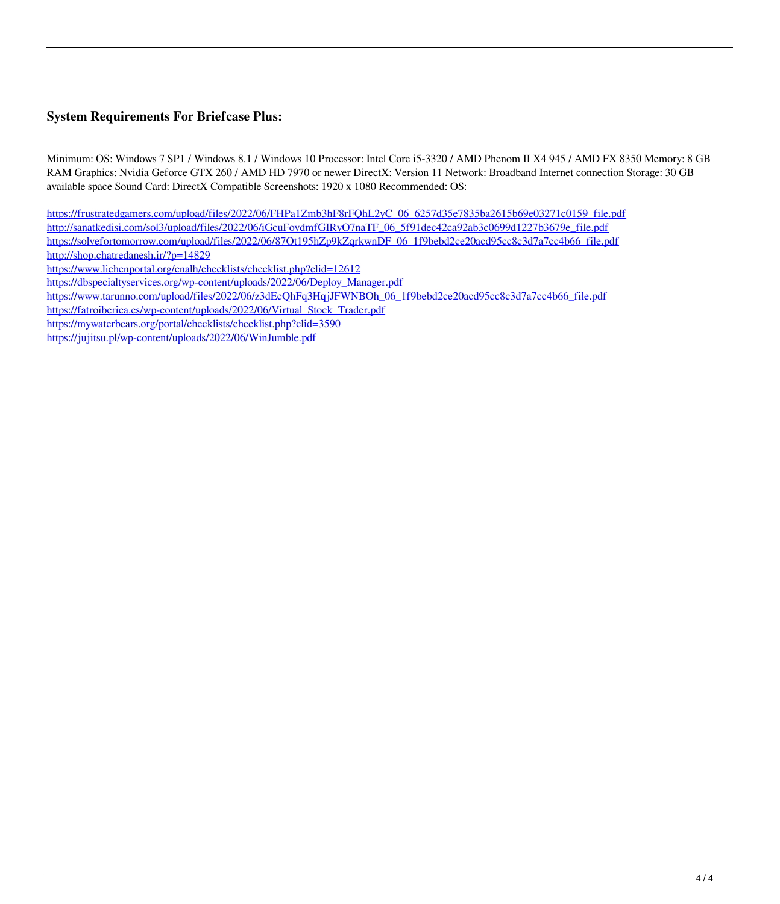### System Requirements For Briefcase Plus:

Minimum: OS: Windows 7 SP1 / Windows 8.1 / Windows 10 Processor: Intel Core i5-3320 / AMD Phenom II X4 945 / AMD FX 8350 Memory: 8 GB RAM Graphics: Nvidia Geforce GTX 260 / AMD HD 7970 or newer DirectX: Version 11 Network: Broadband Internet connection Storage: 30 GB available space Sound Card: DirectX Compatible Screenshots: 1920 x 1080 Recommended: OS:

https://frustratedgamers.com/upload/files/2022/06/FHPa1Zmb3hF8rFQhL2yC_06_6257d35e7835ba2615b69e03271c0159_file.pdf
http://sanatkedisi.com/sol3/upload/files/2022/06/iGcuFoydmfGIRyO7naTF_06_5f91dec42ca92ab3c0699d1227b3679e_file.pdf
https://solvefortomorrow.com/upload/files/2022/06/87Ot195hZp9kZqrkwnDF_06_1f9bebd2ce20acd95cc8c3d7a7cc4b66_file.pdf
http://shop.chatredanesh.ir/?p=14829
https://www.lichenportal.org/cnalh/checklists/checklist.php?clid=12612
https://dbspecialtyservices.org/wp-content/uploads/2022/06/Deploy_Manager.pdf
https://www.tarunno.com/upload/files/2022/06/z3dEcQhFq3HqjJFWNBOh_06_1f9bebd2ce20acd95cc8c3d7a7cc4b66_file.pdf
https://fatroiberica.es/wp-content/uploads/2022/06/Virtual_Stock_Trader.pdf
https://mywaterbears.org/portal/checklists/checklist.php?clid=3590
https://jujitsu.pl/wp-content/uploads/2022/06/WinJumble.pdf